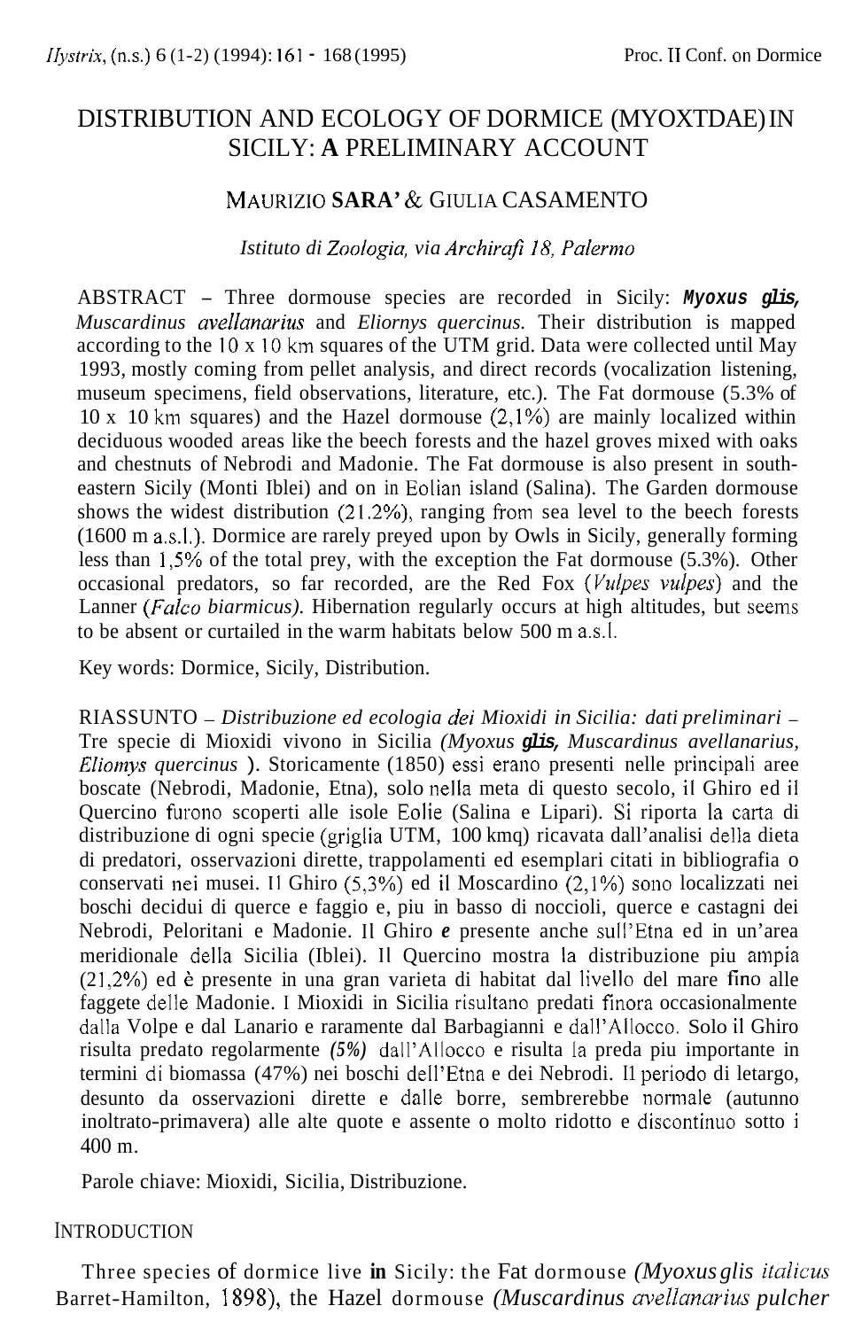# DISTRIBUTION AND ECOLOGY OF DORMICE (MYOXTDAE) IN SICILY: A PRELIMINARY ACCOUNT

MAURIZIO **SARA'** & GIULIA CASAMENTO

*Istituto di Zoologia, via Archirafi 18, Palermo*

ABSTRACT – Three dormouse species are recorded in Sicily: ***Myoxus glis****, Muscardinus avellanarius* and *Eliornys quercinus.* Their distribution is mapped according to the 10 x 10 km squares of the UTM grid. Data were collected until May 1993, mostly coming from pellet analysis, and direct records (vocalization listening, museum specimens, field observations, literature, etc.). The Fat dormouse (5.3% of 10 x 10 km squares) and the Hazel dormouse (2,1%) are mainly localized within deciduous wooded areas like the beech forests and the hazel groves mixed with oaks and chestnuts of Nebrodi and Madonie. The Fat dormouse is also present in south-eastern Sicily (Monti Iblei) and on in Eolian island (Salina). The Garden dormouse shows the widest distribution (21.2%), ranging from sea level to the beech forests (1600 m a.s.l.). Dormice are rarely preyed upon by Owls in Sicily, generally forming less than 1,5% of the total prey, with the exception the Fat dormouse (5.3%). Other occasional predators, so far recorded, are the Red Fox (*Vulpes vulpes*) and the Lanner (*Falco biarmicus).* Hibernation regularly occurs at high altitudes, but seems to be absent or curtailed in the warm habitats below 500 m a.s.l.

Key words: Dormice, Sicily, Distribution.

RIASSUNTO – *Distribuzione ed ecologia dei Mioxidi in Sicilia: dati preliminari* – Tre specie di Mioxidi vivono in Sicilia *(Myoxus* ***glis****, Muscardinus avellanarius, Eliomys quercinus* ). Storicamente (1850) essi erano presenti nelle principali aree boscate (Nebrodi, Madonie, Etna), solo nella meta di questo secolo, il Ghiro ed il Quercino furono scoperti alle isole Eolie (Salina e Lipari). Si riporta la carta di distribuzione di ogni specie (griglia UTM, 100 kmq) ricavata dall'analisi della dieta di predatori, osservazioni dirette, trappolamenti ed esemplari citati in bibliografia o conservati nei musei. Il Ghiro (5,3%) ed il Moscardino (2,1%) sono localizzati nei boschi decidui di querce e faggio e, piu in basso di noccioli, querce e castagni dei Nebrodi, Peloritani e Madonie. Il Ghiro ***e*** presente anche sull'Etna ed in un'area meridionale della Sicilia (Iblei). Il Quercino mostra la distribuzione piu ampia (21,2%) ed è presente in una gran varieta di habitat dal livello del mare fino alle faggete delle Madonie. I Mioxidi in Sicilia risultano predati finora occasionalmente dalla Volpe e dal Lanario e raramente dal Barbagianni e dall'Allocco. Solo il Ghiro risulta predato regolarmente *(5%)* dall'Allocco e risulta la preda piu importante in termini di biomassa (47%) nei boschi dell'Etna e dei Nebrodi. Il periodo di letargo, desunto da osservazioni dirette e dalle borre, sembrerebbe normale (autunno inoltrato-primavera) alle alte quote e assente o molto ridotto e discontinuo sotto i 400 m.

Parole chiave: Mioxidi, Sicilia, Distribuzione.

## INTRODUCTION

Three species of dormice live **in** Sicily: the Fat dormouse *(Myoxus glis italicus* Barret-Hamilton, 1898), the Hazel dormouse *(Muscardinus avellanarius pulcher*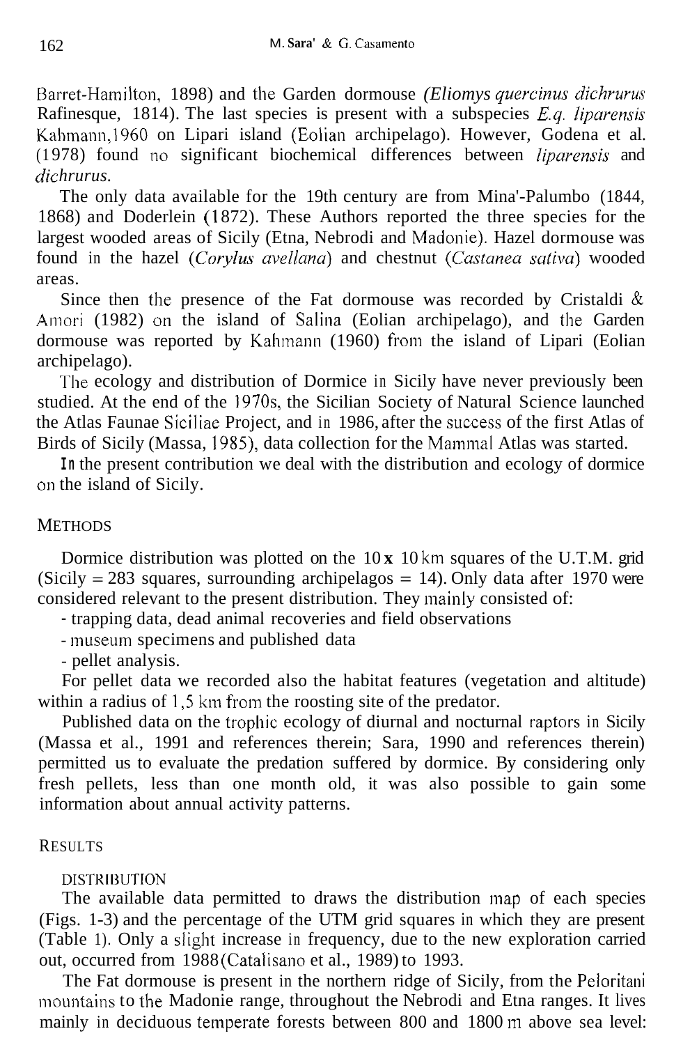Barret-Hamilton, 1898) and the Garden dormouse *(Eliomys quercinus dichrurus* Rafinesque, 1814). The last species is present with a subspecies *E.q. liparensis* Kahmann,1960 on Lipari island (Eolian archipelago). However, Godena et al. (1978) found no significant biochemical differences between *liparensis* and *dichrurus*.

The only data available for the 19th century are from Mina'-Palumbo (1844, 1868) and Doderlein (1872). These Authors reported the three species for the largest wooded areas of Sicily (Etna, Nebrodi and Madonie). Hazel dormouse was found in the hazel (*Corylus avellana*) and chestnut (*Castanea sativa*) wooded areas.

Since then the presence of the Fat dormouse was recorded by Cristaldi & Amori (1982) on the island of Salina (Eolian archipelago), and the Garden dormouse was reported by Kahmann (1960) from the island of Lipari (Eolian archipelago).

The ecology and distribution of Dormice in Sicily have never previously been studied. At the end of the 1970s, the Sicilian Society of Natural Science launched the Atlas Faunae Siciliae Project, and in 1986, after the success of the first Atlas of Birds of Sicily (Massa, 1985), data collection for the Mammal Atlas was started.

In the present contribution we deal with the distribution and ecology of dormice on the island of Sicily.

## METHODS

Dormice distribution was plotted on the 10 **x** 10 km squares of the U.T.M. grid (Sicily = 283 squares, surrounding archipelagos = 14). Only data after 1970 were considered relevant to the present distribution. They mainly consisted of:

- trapping data, dead animal recoveries and field observations
- museum specimens and published data
- pellet analysis.

For pellet data we recorded also the habitat features (vegetation and altitude) within a radius of 1,5 km from the roosting site of the predator.

Published data on the trophic ecology of diurnal and nocturnal raptors in Sicily (Massa et al., 1991 and references therein; Sara, 1990 and references therein) permitted us to evaluate the predation suffered by dormice. By considering only fresh pellets, less than one month old, it was also possible to gain some information about annual activity patterns.

## RESULTS

### DISTRIBUTION

The available data permitted to draws the distribution map of each species (Figs. 1-3) and the percentage of the UTM grid squares in which they are present (Table 1). Only a slight increase in frequency, due to the new exploration carried out, occurred from 1988 (Catalisano et al., 1989) to 1993.

The Fat dormouse is present in the northern ridge of Sicily, from the Peloritani mountains to the Madonie range, throughout the Nebrodi and Etna ranges. It lives mainly in deciduous temperate forests between 800 and 1800 m above sea level: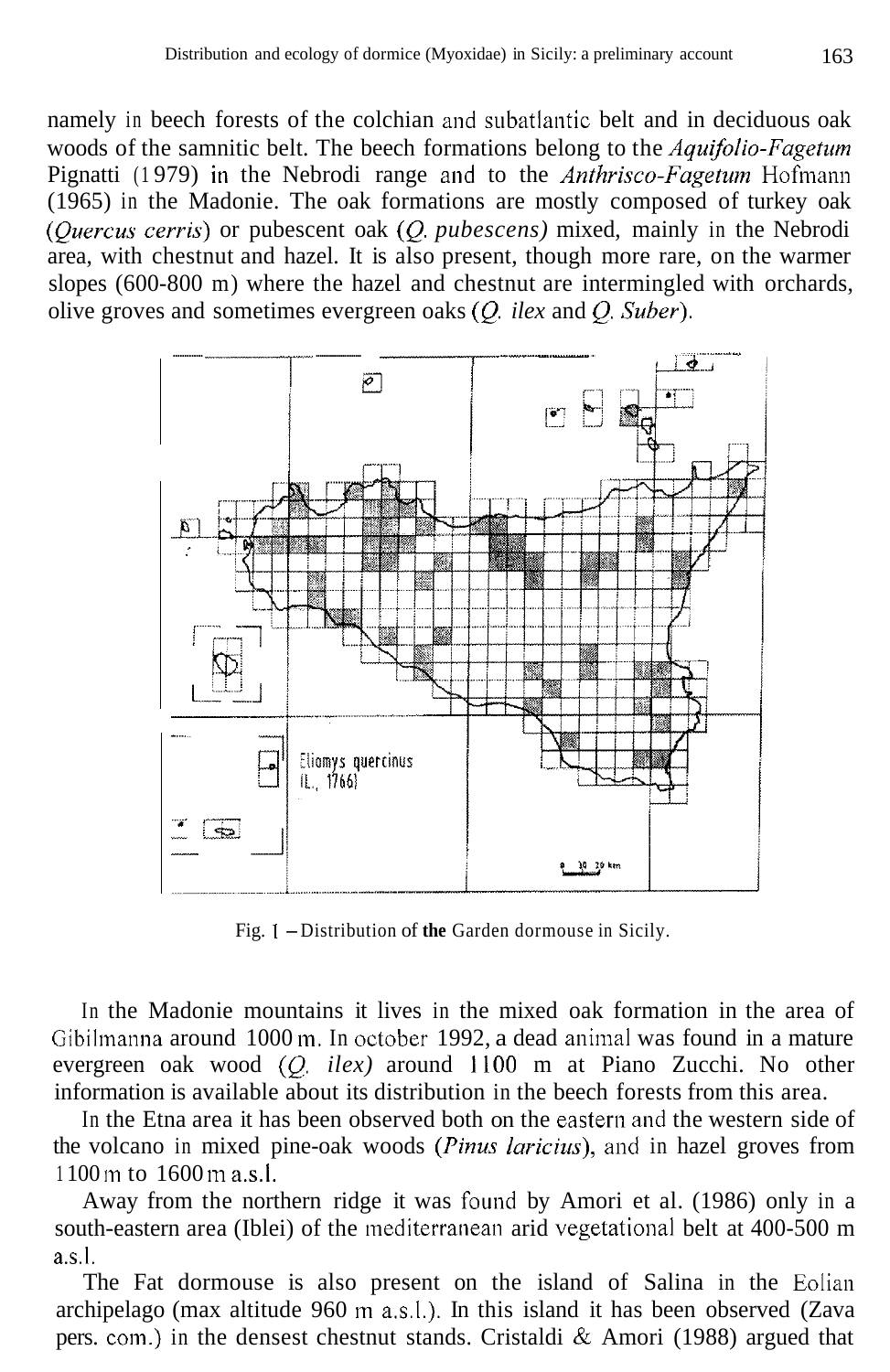namely in beech forests of the colchian and subatlantic belt and in deciduous oak woods of the samnitic belt. The beech formations belong to the *Aquifolio-Fagetum* Pignatti (1979) in the Nebrodi range and to the *Anthrisco-Fagetum* Hofmann (1965) in the Madonie. The oak formations are mostly composed of turkey oak (*Quercus cerris*) or pubescent oak (*Q. pubescens*) mixed, mainly in the Nebrodi area, with chestnut and hazel. It is also present, though more rare, on the warmer slopes (600-800 m) where the hazel and chestnut are intermingled with orchards, olive groves and sometimes evergreen oaks (*Q. ilex* and *Q. Suber*).

Fig. 1 – Distribution of **the** Garden dormouse in Sicily.

In the Madonie mountains it lives in the mixed oak formation in the area of Gibilmanna around 1000 m. In october 1992, a dead animal was found in a mature evergreen oak wood (*Q. ilex)* around 1100 m at Piano Zucchi. No other information is available about its distribution in the beech forests from this area.

In the Etna area it has been observed both on the eastern and the western side of the volcano in mixed pine-oak woods (*Pinus laricius*), and in hazel groves from 1100 m to 1600 m a.s.l.

Away from the northern ridge it was found by Amori et al. (1986) only in a south-eastern area (Iblei) of the mediterranean arid vegetational belt at 400-500 m a.s.l.

The Fat dormouse is also present on the island of Salina in the Eolian archipelago (max altitude 960 m a.s.l.). In this island it has been observed (Zava pers. com.) in the densest chestnut stands. Cristaldi & Amori (1988) argued that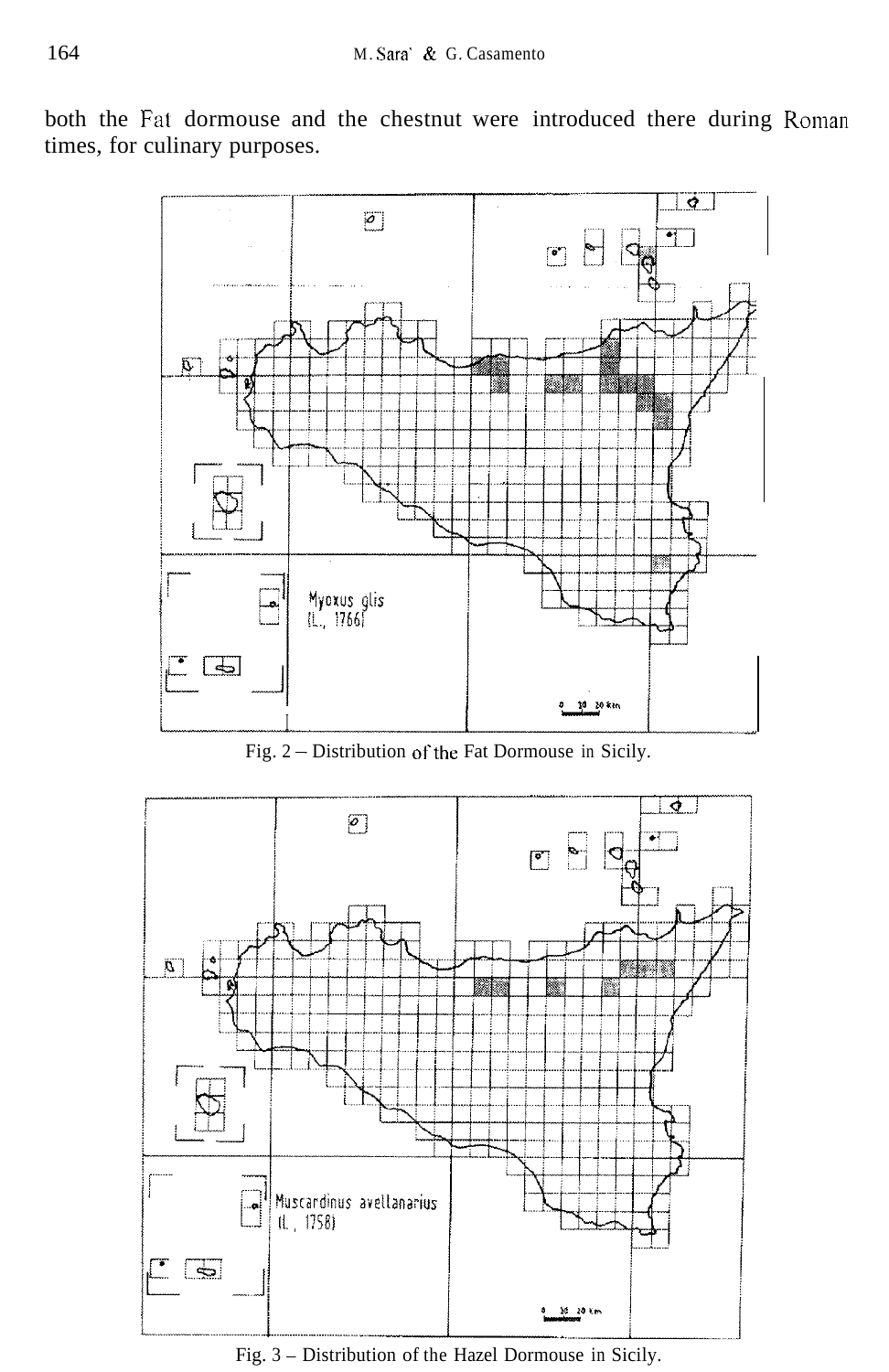both the Fat dormouse and the chestnut were introduced there during Roman times, for culinary purposes.

Fig. 2 – Distribution of the Fat Dormouse in Sicily.

Fig. 3 – Distribution of the Hazel Dormouse in Sicily.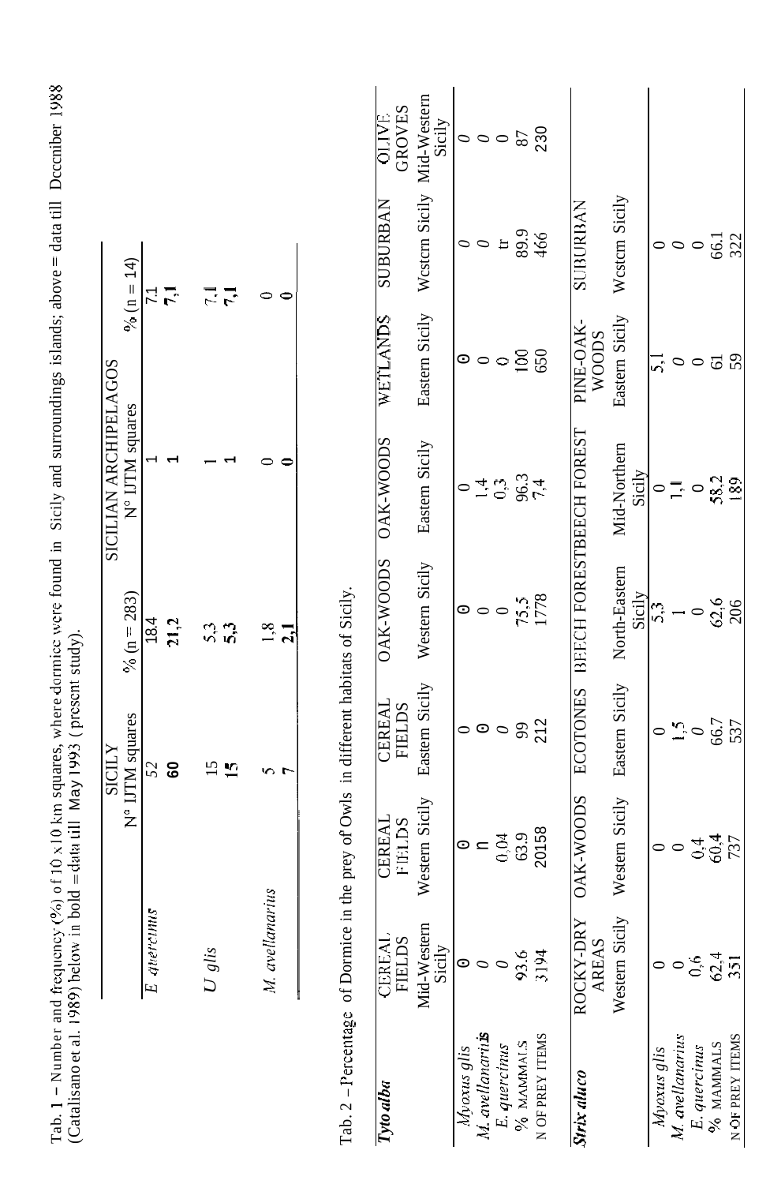Tab. 1 – Number and frequency (%) of 10 x 10 km squares, where dormice were found in Sicily and surroundings islands; above = data till December 1988 (Catalisano et al. 1989) below in bold = data till May 1993 (present study).

| | SICILY | | SICILIAN ARCHIPELAGOS | |
|---|---|---|---|---|
| | N° UTM squares | % (n = 283) | N° UTM squares | % (n = 14) |
| *E. quercinus* | 52 | 18,4 | 1 | 7,1 |
| | **60** | **21,2** | **1** | **7,1** |
| *M. glis* | 15 | 5,3 | 1 | 7,1 |
| | **15** | **5,3** | **1** | **7,1** |
| *M. avellanarius* | 5 | 1,8 | 0 | 0 |
| | **7** | **2,1** | **0** | **0** |

Tab. 2 – Percentage of Dormice in the prey of Owls in different habitats of Sicily.

| ***Tyto alba*** | CEREAL FIELDS | CEREAL FIELDS | CEREAL FIELDS | OAK-WOODS | OAK-WOODS | WETLANDS | SUBURBAN | OLIVE GROVES |
|---|---|---|---|---|---|---|---|---|
| | Mid-Western Sicily | Western Sicily | Eastern Sicily | Western Sicily | Eastern Sicily | Eastern Sicily | Western Sicily | Mid-Western Sicily |
| *Myoxus glis* | 0 | 0 | 0 | 0 | 0 | 0 | 0 | 0 |
| *M. avellanarius* | 0 | tr | 0 | 0 | 1,4 | 0 | 0 | 0 |
| *E. quercinus* | 0 | 0,04 | 0 | 0 | 0,3 | 0 | tr | 0 |
| % MAMMALS | 93,6 | 63,9 | 99 | 75,5 | 96,3 | 100 | 89,9 | 87 |
| N OF PREY ITEMS | 3194 | 20158 | 212 | 1778 | 74 | 650 | 466 | 230 |

| ***Strix aluco*** | ROCKY-DRY AREAS | OAK-WOODS | ECOTONES | BEECH FOREST | BEECH FOREST | PINE-OAK-WOODS | SUBURBAN |
|---|---|---|---|---|---|---|---|
| | Western Sicily | Western Sicily | Eastern Sicily | North-Eastern Sicily | Mid-Northern Sicily | Eastern Sicily | Western Sicily |
| *Myoxus glis* | 0 | 0 | 0 | 5,3 | 0 | 5,1 | 0 |
| *M. avellanarius* | 0 | 0 | 1,5 | 1 | 1,1 | 0 | 0 |
| *E. quercinus* | 0,6 | 0,4 | 0 | 0 | 0 | 0 | 0 |
| % MAMMALS | 62,4 | 60,4 | 66,7 | 62,6 | 58,2 | 61 | 66,1 |
| N OF PREY ITEMS | 351 | 737 | 537 | 206 | 189 | 59 | 322 |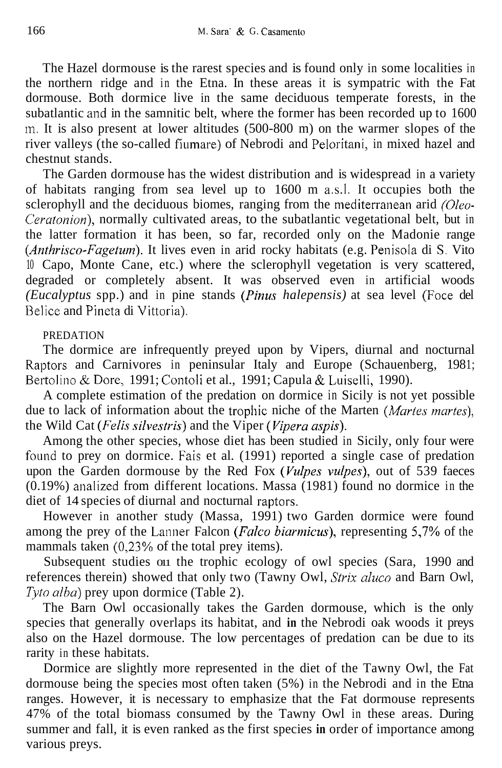The Hazel dormouse is the rarest species and is found only in some localities in the northern ridge and in the Etna. In these areas it is sympatric with the Fat dormouse. Both dormice live in the same deciduous temperate forests, in the subatlantic and in the samnitic belt, where the former has been recorded up to 1600 m. It is also present at lower altitudes (500-800 m) on the warmer slopes of the river valleys (the so-called fiumare) of Nebrodi and Peloritani, in mixed hazel and chestnut stands.

The Garden dormouse has the widest distribution and is widespread in a variety of habitats ranging from sea level up to 1600 m a.s.l. It occupies both the sclerophyll and the deciduous biomes, ranging from the mediterranean arid *(Oleo-Ceratonion)*, normally cultivated areas, to the subatlantic vegetational belt, but in the latter formation it has been, so far, recorded only on the Madonie range *(Anthrisco-Fagetum)*. It lives even in arid rocky habitats (e.g. Penisola di S. Vito lo Capo, Monte Cane, etc.) where the sclerophyll vegetation is very scattered, degraded or completely absent. It was observed even in artificial woods *(Eucalyptus* spp.) and in pine stands *(Pinus halepensis)* at sea level (Foce del Belice and Pineta di Vittoria).

## PREDATION

The dormice are infrequently preyed upon by Vipers, diurnal and nocturnal Raptors and Carnivores in peninsular Italy and Europe (Schauenberg, 1981; Bertolino & Dore, 1991; Contoli et al., 1991; Capula & Luiselli, 1990).

A complete estimation of the predation on dormice in Sicily is not yet possible due to lack of information about the trophic niche of the Marten *(Martes martes)*, the Wild Cat *(Felis silvestris)* and the Viper *(Vipera aspis)*.

Among the other species, whose diet has been studied in Sicily, only four were found to prey on dormice. Faís et al. (1991) reported a single case of predation upon the Garden dormouse by the Red Fox *(Vulpes vulpes)*, out of 539 faeces (0.19%) analized from different locations. Massa (1981) found no dormice in the diet of 14 species of diurnal and nocturnal raptors.

However in another study (Massa, 1991) two Garden dormice were found among the prey of the Lanner Falcon *(Falco biarmicus)*, representing 5,7% of the mammals taken (0,23% of the total prey items).

Subsequent studies on the trophic ecology of owl species (Sara, 1990 and references therein) showed that only two (Tawny Owl, *Strix aluco* and Barn Owl, *Tyto alba*) prey upon dormice (Table 2).

The Barn Owl occasionally takes the Garden dormouse, which is the only species that generally overlaps its habitat, and in the Nebrodi oak woods it preys also on the Hazel dormouse. The low percentages of predation can be due to its rarity in these habitats.

Dormice are slightly more represented in the diet of the Tawny Owl, the Fat dormouse being the species most often taken (5%) in the Nebrodi and in the Etna ranges. However, it is necessary to emphasize that the Fat dormouse represents 47% of the total biomass consumed by the Tawny Owl in these areas. During summer and fall, it is even ranked as the first species in order of importance among various preys.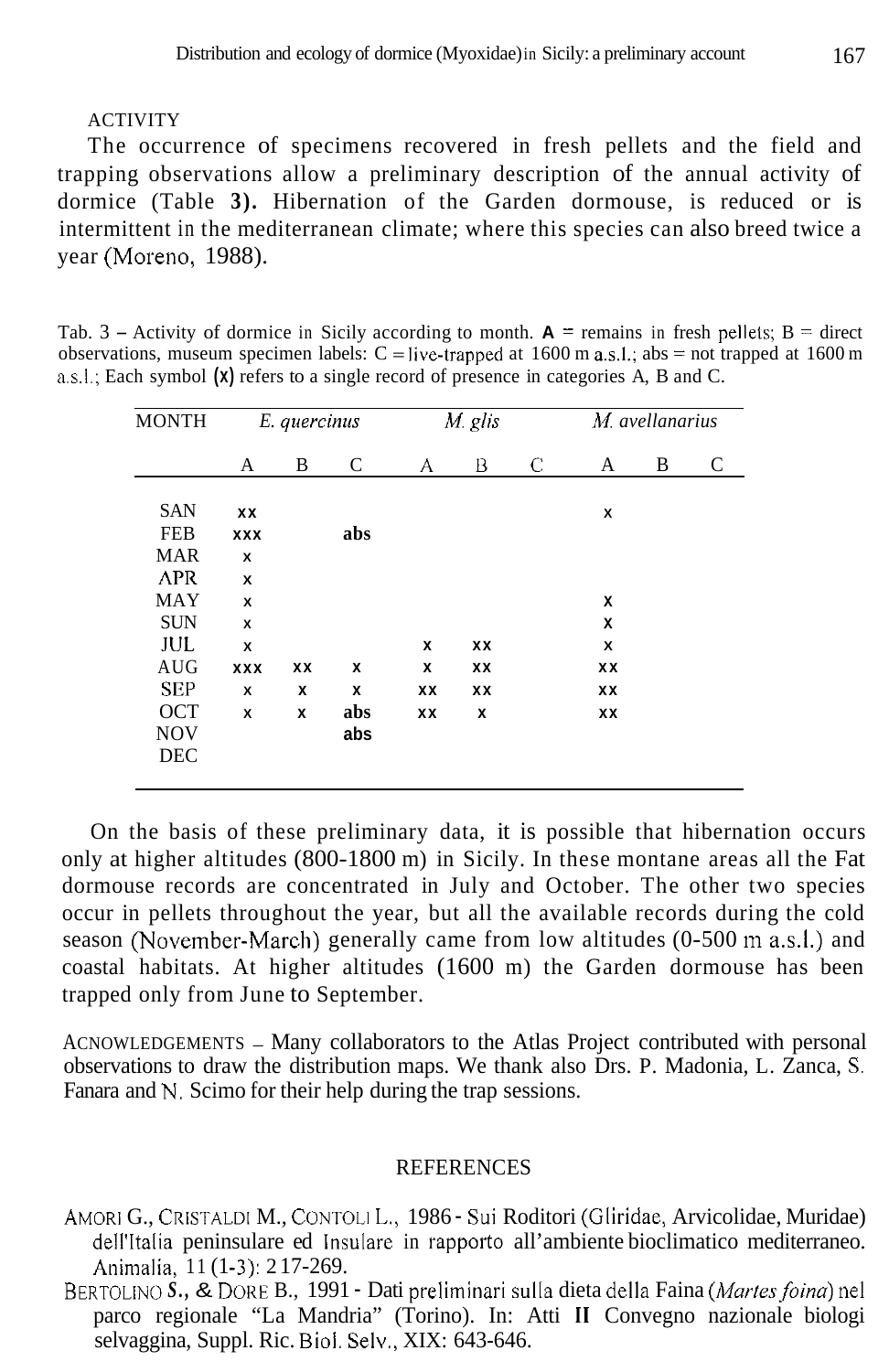ACTIVITY

The occurrence of specimens recovered in fresh pellets and the field and trapping observations allow a preliminary description of the annual activity of dormice (Table **3).** Hibernation of the Garden dormouse, is reduced or is intermittent in the mediterranean climate; where this species can also breed twice a year (Moreno, 1988).

Tab. 3 – Activity of dormice in Sicily according to month. **A** = remains in fresh pellets; B = direct observations, museum specimen labels: C = live-trapped at 1600 m a.s.l.; abs = not trapped at 1600 m a.s.l.; Each symbol **(X)** refers to a single record of presence in categories A, B and C.

| MONTH | *E. quercinus* | | | *M. glis* | | | *M. avellanarius* | | |
|---|---|---|---|---|---|---|---|---|---|
| | A | B | C | A | B | C | A | B | C |
| SAN | xx | | | | | | x | | |
| FEB | xxx | | abs | | | | | | |
| MAR | x | | | | | | | | |
| APR | x | | | | | | | | |
| MAY | x | | | | | | x | | |
| SUN | x | | | | | | x | | |
| JUL | x | | | x | xx | | x | | |
| AUG | xxx | xx | x | x | xx | | xx | | |
| SEP | x | x | x | xx | xx | | xx | | |
| OCT | x | x | abs | xx | x | | xx | | |
| NOV | | | abs | | | | | | |
| DEC | | | | | | | | | |

On the basis of these preliminary data, it is possible that hibernation occurs only at higher altitudes (800-1800 m) in Sicily. In these montane areas all the Fat dormouse records are concentrated in July and October. The other two species occur in pellets throughout the year, but all the available records during the cold season (November-March) generally came from low altitudes (0-500 m a.s.l.) and coastal habitats. At higher altitudes (1600 m) the Garden dormouse has been trapped only from June to September.

ACNOWLEDGEMENTS – Many collaborators to the Atlas Project contributed with personal observations to draw the distribution maps. We thank also Drs. P. Madonia, L. Zanca, S. Fanara and N. Scimo for their help during the trap sessions.

## REFERENCES

AMORI G., CRISTALDI M., CONTOLI L., 1986 - Sui Roditori (Gliridae, Arvicolidae, Muridae) dell'Italia peninsulare ed Insulare in rapporto all'ambiente bioclimatico mediterraneo. Animalia, 11 (1-3): 217-269.

BERTOLINO **S., &** DORE B., 1991 - Dati preliminari sulla dieta della Faina (*Martes foina*) nel parco regionale "La Mandria" (Torino). In: Atti **II** Convegno nazionale biologi selvaggina, Suppl. Ric. Biol. Selv., XIX: 643-646.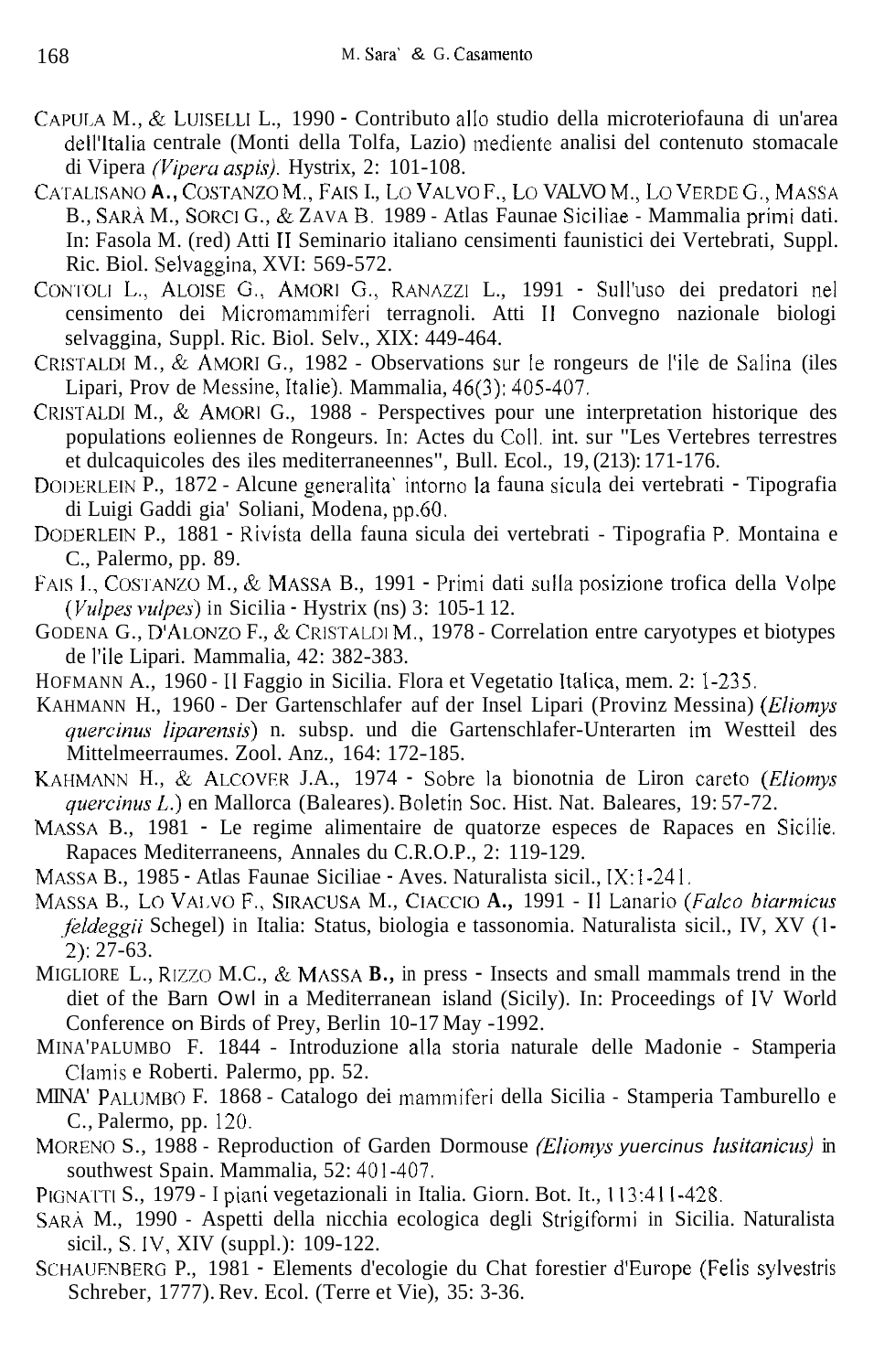CAPULA M., & LUISELLI L., 1990 - Contributo allo studio della microteriofauna di un'area dell'Italia centrale (Monti della Tolfa, Lazio) mediente analisi del contenuto stomacale di Vipera *(Vipera aspis)*. Hystrix, 2: 101-108.

CATALISANO **A.**, COSTANZO M., FAIS I., LO VALVO F., LO VALVO M., LO VERDE G., MASSA B., SARÀ M., SORCI G., & ZAVA B. 1989 - Atlas Faunae Siciliae - Mammalia primi dati. In: Fasola M. (red) Atti II Seminario italiano censimenti faunistici dei Vertebrati, Suppl. Ric. Biol. Selvaggina, XVI: 569-572.

CONTOLI L., ALOISE G., AMORI G., RANAZZI L., 1991 - Sull'uso dei predatori nel censimento dei Micromammiferi terragnoli. Atti II Convegno nazionale biologi selvaggina, Suppl. Ric. Biol. Selv., XIX: 449-464.

CRISTALDI M., & AMORI G., 1982 - Observations sur le rongeurs de l'ile de Salina (iles Lipari, Prov de Messine, Italie). Mammalia, 46(3): 405-407.

CRISTALDI M., & AMORI G., 1988 - Perspectives pour une interpretation historique des populations eoliennes de Rongeurs. In: Actes du Coll. int. sur "Les Vertebres terrestres et dulcaquicoles des iles mediterraneennes", Bull. Ecol., 19, (213): 171-176.

DODERLEIN P., 1872 - Alcune generalita' intorno la fauna sicula dei vertebrati - Tipografia di Luigi Gaddi gia' Soliani, Modena, pp.60.

DODERLEIN P., 1881 - Rivista della fauna sicula dei vertebrati - Tipografia P. Montaina e C., Palermo, pp. 89.

FAIS I., COSTANZO M., & MASSA B., 1991 - Primi dati sulla posizione trofica della Volpe (*Vulpes vulpes*) in Sicilia - Hystrix (ns) 3: 105-1 12.

GODENA G., D'ALONZO F., & CRISTALDI M., 1978 - Correlation entre caryotypes et biotypes de l'ile Lipari. Mammalia, 42: 382-383.

HOFMANN A., 1960 - Il Faggio in Sicilia. Flora et Vegetatio Italica, mem. 2: 1-235.

KAHMANN H., 1960 - Der Gartenschlafer auf der Insel Lipari (Provinz Messina) (*Eliomys quercinus liparensis*) n. subsp. und die Gartenschlafer-Unterarten im Westteil des Mittelmeerraumes. Zool. Anz., 164: 172-185.

KAHMANN H., & ALCOVER J.A., 1974 - Sobre la bionotnia de Liron careto (*Eliomys quercinus L.*) en Mallorca (Baleares). Boletin Soc. Hist. Nat. Baleares, 19: 57-72.

MASSA B., 1981 - Le regime alimentaire de quatorze especes de Rapaces en Sicilie. Rapaces Mediterraneens, Annales du C.R.O.P., 2: 119-129.

MASSA B., 1985 - Atlas Faunae Siciliae - Aves. Naturalista sicil., IX: 1-241.

MASSA B., LO VALVO F., SIRACUSA M., CIACCIO **A.**, 1991 - Il Lanario (*Falco biarmicus feldeggii* Schegel) in Italia: Status, biologia e tassonomia. Naturalista sicil., IV, XV (1-2): 27-63.

MIGLIORE L., RIZZO M.C., & MASSA **B.**, in press - Insects and small mammals trend in the diet of the Barn Owl in a Mediterranean island (Sicily). In: Proceedings of IV World Conference on Birds of Prey, Berlin 10-17 May -1992.

MINA'PALUMBO F. 1844 - Introduzione alla storia naturale delle Madonie - Stamperia Clamis e Roberti. Palermo, pp. 52.

MINA' PALUMBO F. 1868 - Catalogo dei mammiferi della Sicilia - Stamperia Tamburello e C., Palermo, pp. 120.

MORENO S., 1988 - Reproduction of Garden Dormouse *(Eliomys yuercinus lusitanicus)* in southwest Spain. Mammalia, 52: 401-407.

PIGNATTI S., 1979 - I piani vegetazionali in Italia. Giorn. Bot. It., 113:411-428.

SARÀ M., 1990 - Aspetti della nicchia ecologica degli Strigiformi in Sicilia. Naturalista sicil., S. IV, XIV (suppl.): 109-122.

SCHAUENBERG P., 1981 - Elements d'ecologie du Chat forestier d'Europe (Felis sylvestris Schreber, 1777). Rev. Ecol. (Terre et Vie), 35: 3-36.